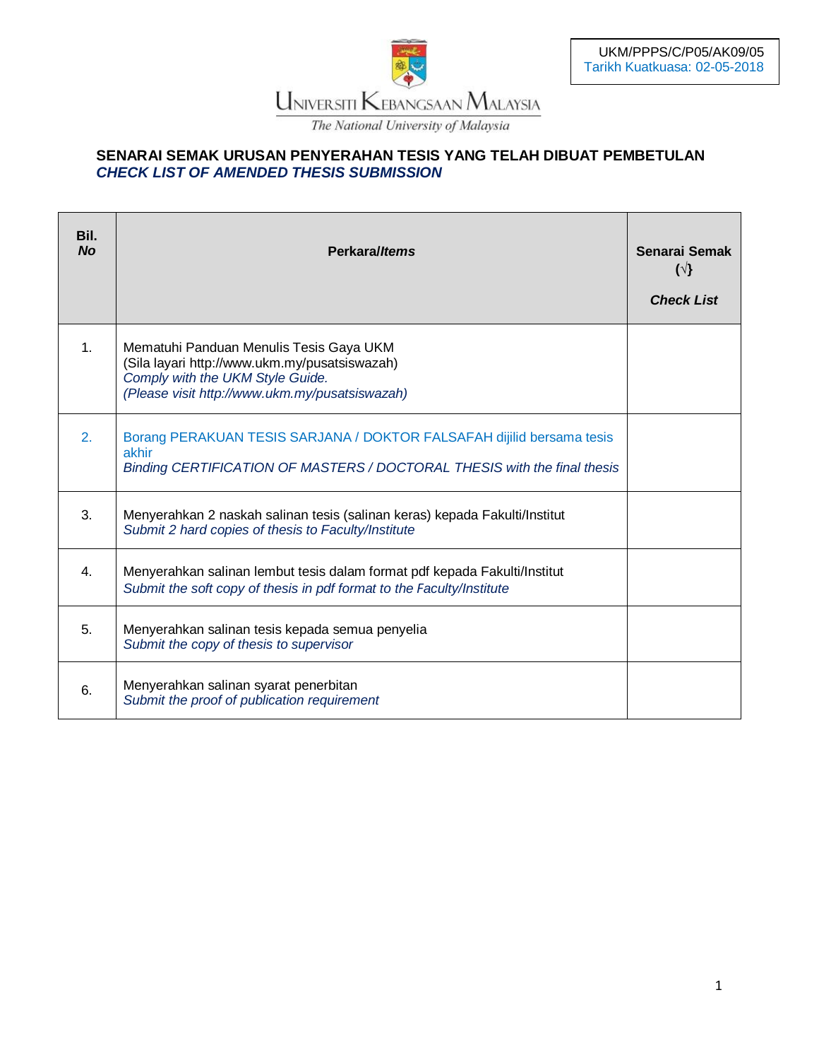UKM/PPPS/C/P05/AK09/05
Tarikh Kuatkuasa: 02-05-2018

UNIVERSITI KEBANGSAAN MALAYSIA
*The National University of Malaysia*

## SENARAI SEMAK URUSAN PENYERAHAN TESIS YANG TELAH DIBUAT PEMBETULAN
## *CHECK LIST OF AMENDED THESIS SUBMISSION*

| Bil. *No* | Perkara/*Items* | Senarai Semak (√) *Check List* |
|---|---|---|
| 1. | Mematuhi Panduan Menulis Tesis Gaya UKM (Sila layari http://www.ukm.my/pusatsiswazah) *Comply with the UKM Style Guide. (Please visit http://www.ukm.my/pusatsiswazah)* | |
| 2. | Borang PERAKUAN TESIS SARJANA / DOKTOR FALSAFAH dijilid bersama tesis akhir *Binding CERTIFICATION OF MASTERS / DOCTORAL THESIS with the final thesis* | |
| 3. | Menyerahkan 2 naskah salinan tesis (salinan keras) kepada Fakulti/Institut *Submit 2 hard copies of thesis to Faculty/Institute* | |
| 4. | Menyerahkan salinan lembut tesis dalam format pdf kepada Fakulti/Institut *Submit the soft copy of thesis in pdf format to the Faculty/Institute* | |
| 5. | Menyerahkan salinan tesis kepada semua penyelia *Submit the copy of thesis to supervisor* | |
| 6. | Menyerahkan salinan syarat penerbitan *Submit the proof of publication requirement* | |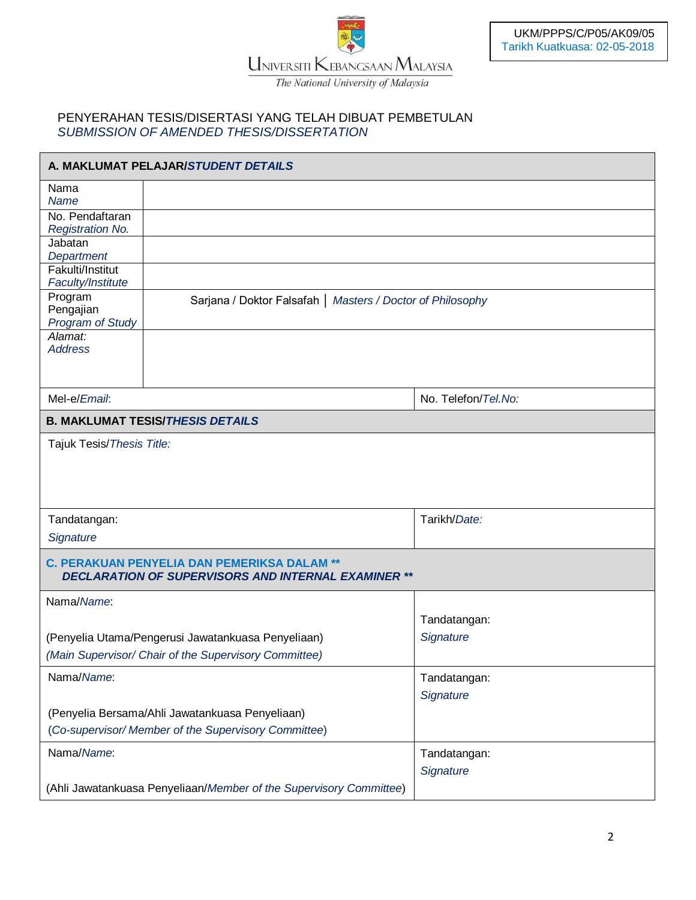UKM/PPPS/C/P05/AK09/05
Tarikh Kuatkuasa: 02-05-2018

Universiti Kebangsaan Malaysia
*The National University of Malaysia*

PENYERAHAN TESIS/DISERTASI YANG TELAH DIBUAT PEMBETULAN
*SUBMISSION OF AMENDED THESIS/DISSERTATION*

| **A. MAKLUMAT PELAJAR/*STUDENT DETAILS*** | | |
|---|---|---|
| Nama *Name* | | |
| No. Pendaftaran *Registration No.* | | |
| Jabatan *Department* | | |
| Fakulti/Institut *Faculty/Institute* | | |
| Program Pengajian *Program of Study* | Sarjana / Doktor Falsafah │ *Masters / Doctor of Philosophy* | |
| *Alamat: Address* | | |
| Mel-e/*Email*: | | No. Telefon/*Tel.No:* |
| **B. MAKLUMAT TESIS/*THESIS DETAILS*** | | |
| Tajuk Tesis/*Thesis Title:* | | |
| Tandatangan: *Signature* | | Tarikh/*Date:* |
| **C. PERAKUAN PENYELIA DAN PEMERIKSA DALAM \*\* *DECLARATION OF SUPERVISORS AND INTERNAL EXAMINER \*\**** | | |
| Nama/*Name*: (Penyelia Utama/Pengerusi Jawatankuasa Penyeliaan) *(Main Supervisor/ Chair of the Supervisory Committee)* | | Tandatangan: *Signature* |
| Nama/*Name*: (Penyelia Bersama/Ahli Jawatankuasa Penyeliaan) (*Co-supervisor/ Member of the Supervisory Committee*) | | Tandatangan: *Signature* |
| Nama/*Name*: (Ahli Jawatankuasa Penyeliaan/*Member of the Supervisory Committee*) | | Tandatangan: *Signature* |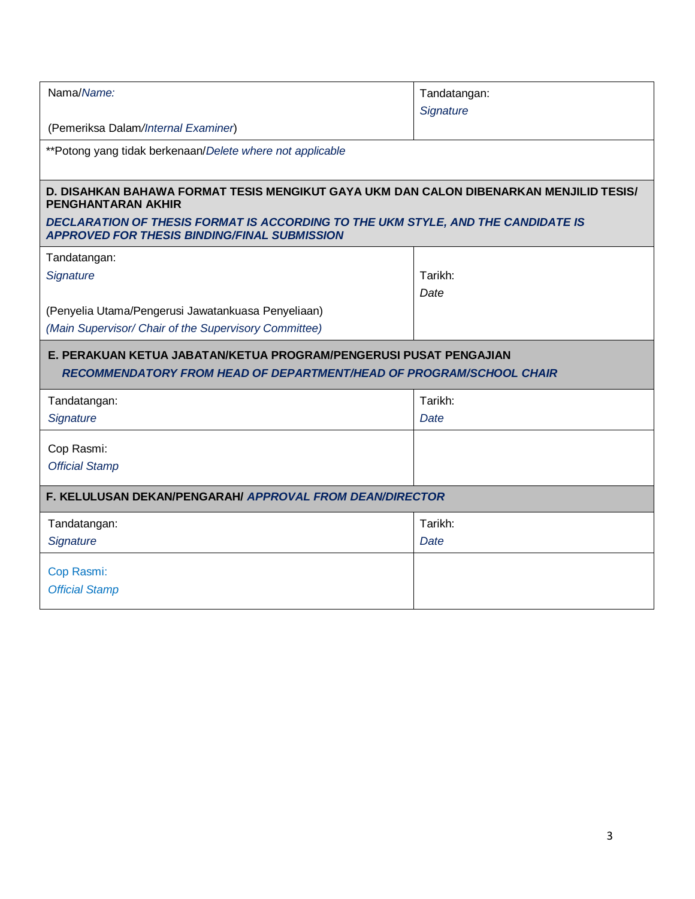| Nama/*Name:*<br><br>(Pemeriksa Dalam/*Internal Examiner*) | Tandatangan:<br>*Signature* |
|---|---|
| **Potong yang tidak berkenaan/*Delete where not applicable* | |

| **D. DISAHKAN BAHAWA FORMAT TESIS MENGIKUT GAYA UKM DAN CALON DIBENARKAN MENJILID TESIS/ PENGHANTARAN AKHIR**<br>***DECLARATION OF THESIS FORMAT IS ACCORDING TO THE UKM STYLE, AND THE CANDIDATE IS APPROVED FOR THESIS BINDING/FINAL SUBMISSION*** | |
|---|---|
| Tandatangan:<br>*Signature*<br><br>(Penyelia Utama/Pengerusi Jawatankuasa Penyeliaan)<br>*(Main Supervisor/ Chair of the Supervisory Committee)* | Tarikh:<br>*Date* |

| **E. PERAKUAN KETUA JABATAN/KETUA PROGRAM/PENGERUSI PUSAT PENGAJIAN**<br>***RECOMMENDATORY FROM HEAD OF DEPARTMENT/HEAD OF PROGRAM/SCHOOL CHAIR*** | |
|---|---|
| Tandatangan:<br>*Signature* | Tarikh:<br>*Date* |
| Cop Rasmi:<br>*Official Stamp* | |

| **F. KELULUSAN DEKAN/PENGARAH/ *APPROVAL FROM DEAN/DIRECTOR*** | |
|---|---|
| Tandatangan:<br>*Signature* | Tarikh:<br>*Date* |
| Cop Rasmi:<br>*Official Stamp* | |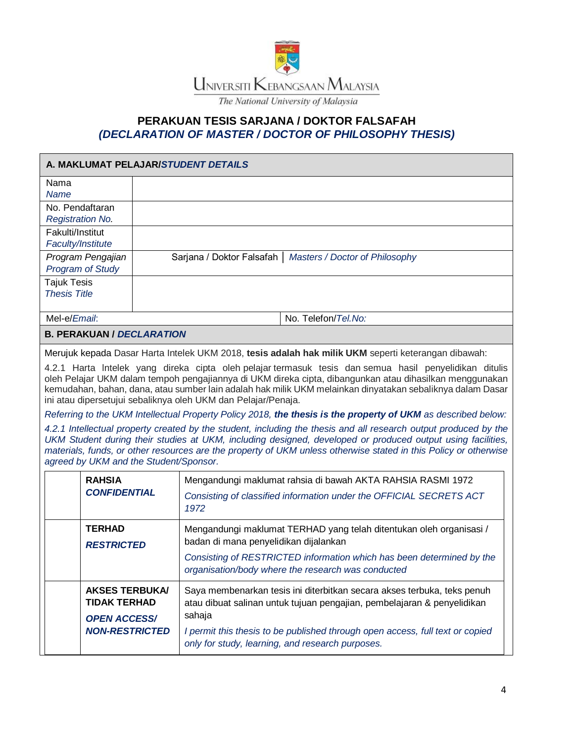UNIVERSITI KEBANGSAAN MALAYSIA

*The National University of Malaysia*

# PERAKUAN TESIS SARJANA / DOKTOR FALSAFAH
# *(DECLARATION OF MASTER / DOCTOR OF PHILOSOPHY THESIS)*

| **A. MAKLUMAT PELAJAR/*STUDENT DETAILS*** | |
|---|---|
| Nama *Name* | |
| No. Pendaftaran *Registration No.* | |
| Fakulti/Institut *Faculty/Institute* | |
| *Program Pengajian* *Program of Study* | Sarjana / Doktor Falsafah \| *Masters / Doctor of Philosophy* |
| Tajuk Tesis *Thesis Title* | |
| Mel-e/*Email*: | No. Telefon/*Tel.No:* |

**B. PERAKUAN / *DECLARATION***

Merujuk kepada Dasar Harta Intelek UKM 2018, **tesis adalah hak milik UKM** seperti keterangan dibawah:

4.2.1 Harta Intelek yang direka cipta oleh pelajar termasuk tesis dan semua hasil penyelidikan ditulis oleh Pelajar UKM dalam tempoh pengajiannya di UKM direka cipta, dibangunkan atau dihasilkan menggunakan kemudahan, bahan, dana, atau sumber lain adalah hak milik UKM melainkan dinyatakan sebaliknya dalam Dasar ini atau dipersetujui sebaliknya oleh UKM dan Pelajar/Penaja.

*Referring to the UKM Intellectual Property Policy 2018, **the thesis is the property of UKM** as described below:*

*4.2.1 Intellectual property created by the student, including the thesis and all research output produced by the UKM Student during their studies at UKM, including designed, developed or produced output using facilities, materials, funds, or other resources are the property of UKM unless otherwise stated in this Policy or otherwise agreed by UKM and the Student/Sponsor.*

| | | |
|---|---|---|
| | **RAHSIA** ***CONFIDENTIAL*** | Mengandungi maklumat rahsia di bawah AKTA RAHSIA RASMI 1972 *Consisting of classified information under the OFFICIAL SECRETS ACT 1972* |
| | **TERHAD** ***RESTRICTED*** | Mengandungi maklumat TERHAD yang telah ditentukan oleh organisasi / badan di mana penyelidikan dijalankan *Consisting of RESTRICTED information which has been determined by the organisation/body where the research was conducted* |
| | **AKSES TERBUKA/ TIDAK TERHAD** ***OPEN ACCESS/ NON-RESTRICTED*** | Saya membenarkan tesis ini diterbitkan secara akses terbuka, teks penuh atau dibuat salinan untuk tujuan pengajian, pembelajaran & penyelidikan sahaja *I permit this thesis to be published through open access, full text or copied only for study, learning, and research purposes.* |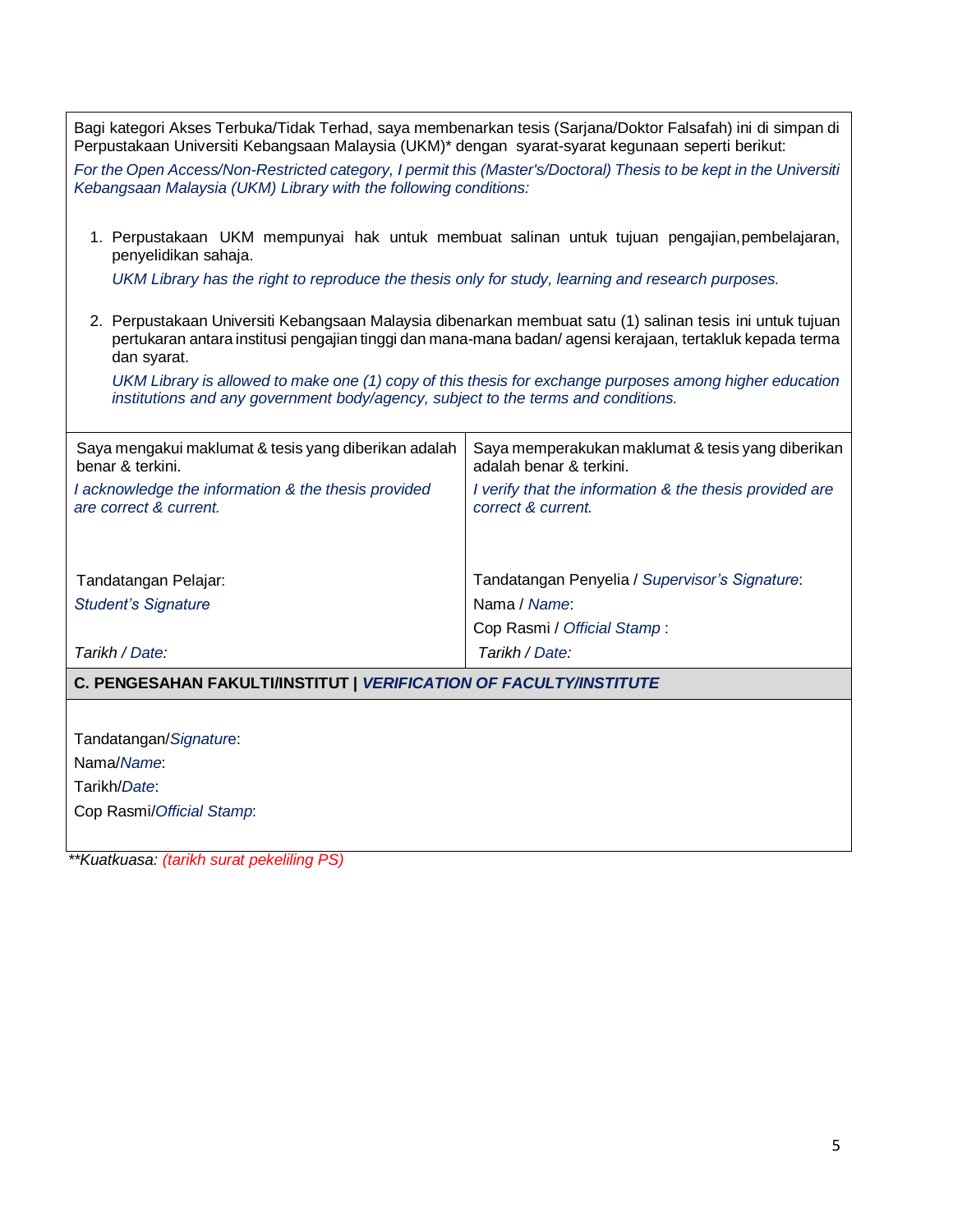Bagi kategori Akses Terbuka/Tidak Terhad, saya membenarkan tesis (Sarjana/Doktor Falsafah) ini di simpan di Perpustakaan Universiti Kebangsaan Malaysia (UKM)* dengan syarat-syarat kegunaan seperti berikut:

*For the Open Access/Non-Restricted category, I permit this (Master's/Doctoral) Thesis to be kept in the Universiti Kebangsaan Malaysia (UKM) Library with the following conditions:*

1. Perpustakaan UKM mempunyai hak untuk membuat salinan untuk tujuan pengajian, pembelajaran, penyelidikan sahaja.

   *UKM Library has the right to reproduce the thesis only for study, learning and research purposes.*

2. Perpustakaan Universiti Kebangsaan Malaysia dibenarkan membuat satu (1) salinan tesis ini untuk tujuan pertukaran antara institusi pengajian tinggi dan mana-mana badan/ agensi kerajaan, tertakluk kepada terma dan syarat.

   *UKM Library is allowed to make one (1) copy of this thesis for exchange purposes among higher education institutions and any government body/agency, subject to the terms and conditions.*

| | |
|---|---|
| Saya mengakui maklumat & tesis yang diberikan adalah benar & terkini.<br>*I acknowledge the information & the thesis provided are correct & current.* | Saya memperakukan maklumat & tesis yang diberikan adalah benar & terkini.<br>*I verify that the information & the thesis provided are correct & current.* |
| Tandatangan Pelajar:<br>*Student's Signature*<br><br>*Tarikh / Date:* | Tandatangan Penyelia / *Supervisor's Signature*:<br>Nama / *Name*:<br>Cop Rasmi / *Official Stamp* :<br>*Tarikh / Date:* |

**C. PENGESAHAN FAKULTI/INSTITUT | *VERIFICATION OF FACULTY/INSTITUTE***

Tandatangan/*Signature*:

Nama/*Name*:

Tarikh/*Date*:

Cop Rasmi/*Official Stamp*:

*\*\*Kuatkuasa: (tarikh surat pekeliling PS)*